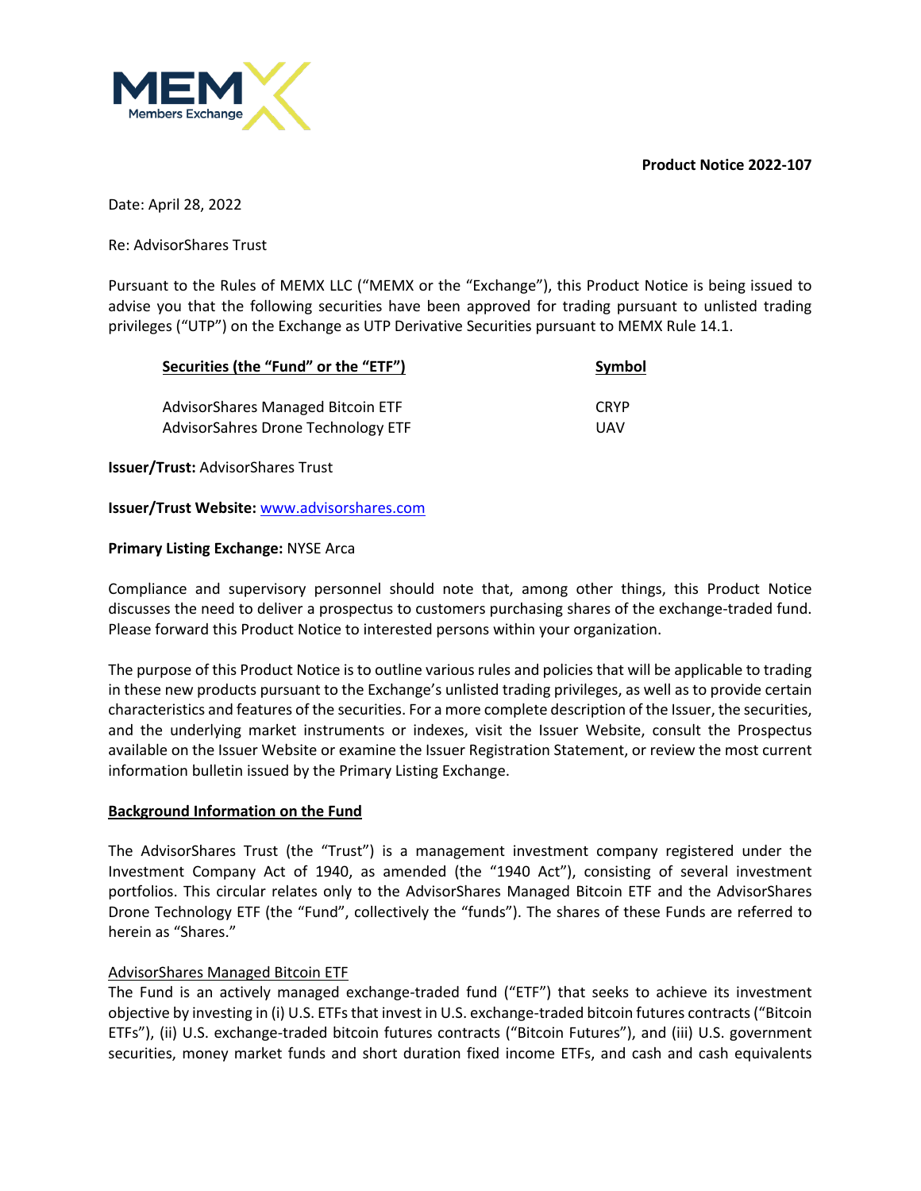**Product Notice 2022-107**

Date: April 28, 2022

Re: AdvisorShares Trust

Pursuant to the Rules of MEMX LLC ("MEMX or the "Exchange"), this Product Notice is being issued to advise you that the following securities have been approved for trading pursuant to unlisted trading privileges ("UTP") on the Exchange as UTP Derivative Securities pursuant to MEMX Rule 14.1.

| Securities (the "Fund" or the "ETF") | Symbol |
|---|---|
| AdvisorShares Managed Bitcoin ETF | CRYP |
| AdvisorSahres Drone Technology ETF | UAV |

**Issuer/Trust:** AdvisorShares Trust

**Issuer/Trust Website:** [www.advisorshares.com](www.advisorshares.com)

**Primary Listing Exchange:** NYSE Arca

Compliance and supervisory personnel should note that, among other things, this Product Notice discusses the need to deliver a prospectus to customers purchasing shares of the exchange-traded fund. Please forward this Product Notice to interested persons within your organization.

The purpose of this Product Notice is to outline various rules and policies that will be applicable to trading in these new products pursuant to the Exchange's unlisted trading privileges, as well as to provide certain characteristics and features of the securities. For a more complete description of the Issuer, the securities, and the underlying market instruments or indexes, visit the Issuer Website, consult the Prospectus available on the Issuer Website or examine the Issuer Registration Statement, or review the most current information bulletin issued by the Primary Listing Exchange.

**Background Information on the Fund**

The AdvisorShares Trust (the "Trust") is a management investment company registered under the Investment Company Act of 1940, as amended (the "1940 Act"), consisting of several investment portfolios. This circular relates only to the AdvisorShares Managed Bitcoin ETF and the AdvisorShares Drone Technology ETF (the "Fund", collectively the "funds"). The shares of these Funds are referred to herein as "Shares."

AdvisorShares Managed Bitcoin ETF

The Fund is an actively managed exchange-traded fund ("ETF") that seeks to achieve its investment objective by investing in (i) U.S. ETFs that invest in U.S. exchange-traded bitcoin futures contracts ("Bitcoin ETFs"), (ii) U.S. exchange-traded bitcoin futures contracts ("Bitcoin Futures"), and (iii) U.S. government securities, money market funds and short duration fixed income ETFs, and cash and cash equivalents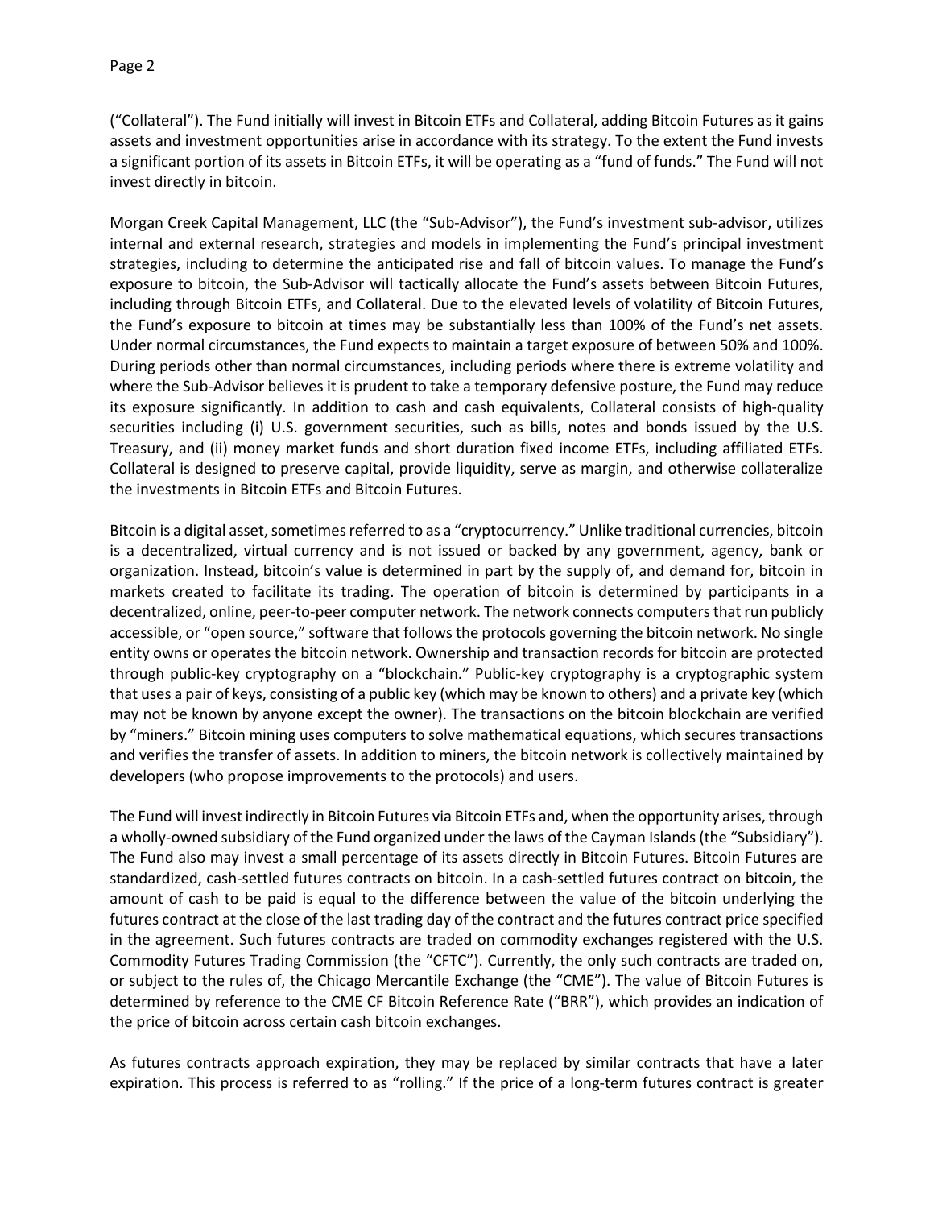("Collateral"). The Fund initially will invest in Bitcoin ETFs and Collateral, adding Bitcoin Futures as it gains assets and investment opportunities arise in accordance with its strategy. To the extent the Fund invests a significant portion of its assets in Bitcoin ETFs, it will be operating as a "fund of funds." The Fund will not invest directly in bitcoin.

Morgan Creek Capital Management, LLC (the "Sub-Advisor"), the Fund's investment sub-advisor, utilizes internal and external research, strategies and models in implementing the Fund's principal investment strategies, including to determine the anticipated rise and fall of bitcoin values. To manage the Fund's exposure to bitcoin, the Sub-Advisor will tactically allocate the Fund's assets between Bitcoin Futures, including through Bitcoin ETFs, and Collateral. Due to the elevated levels of volatility of Bitcoin Futures, the Fund's exposure to bitcoin at times may be substantially less than 100% of the Fund's net assets. Under normal circumstances, the Fund expects to maintain a target exposure of between 50% and 100%. During periods other than normal circumstances, including periods where there is extreme volatility and where the Sub-Advisor believes it is prudent to take a temporary defensive posture, the Fund may reduce its exposure significantly. In addition to cash and cash equivalents, Collateral consists of high-quality securities including (i) U.S. government securities, such as bills, notes and bonds issued by the U.S. Treasury, and (ii) money market funds and short duration fixed income ETFs, including affiliated ETFs. Collateral is designed to preserve capital, provide liquidity, serve as margin, and otherwise collateralize the investments in Bitcoin ETFs and Bitcoin Futures.

Bitcoin is a digital asset, sometimes referred to as a "cryptocurrency." Unlike traditional currencies, bitcoin is a decentralized, virtual currency and is not issued or backed by any government, agency, bank or organization. Instead, bitcoin's value is determined in part by the supply of, and demand for, bitcoin in markets created to facilitate its trading. The operation of bitcoin is determined by participants in a decentralized, online, peer-to-peer computer network. The network connects computers that run publicly accessible, or "open source," software that follows the protocols governing the bitcoin network. No single entity owns or operates the bitcoin network. Ownership and transaction records for bitcoin are protected through public-key cryptography on a "blockchain." Public-key cryptography is a cryptographic system that uses a pair of keys, consisting of a public key (which may be known to others) and a private key (which may not be known by anyone except the owner). The transactions on the bitcoin blockchain are verified by "miners." Bitcoin mining uses computers to solve mathematical equations, which secures transactions and verifies the transfer of assets. In addition to miners, the bitcoin network is collectively maintained by developers (who propose improvements to the protocols) and users.

The Fund will invest indirectly in Bitcoin Futures via Bitcoin ETFs and, when the opportunity arises, through a wholly-owned subsidiary of the Fund organized under the laws of the Cayman Islands (the "Subsidiary"). The Fund also may invest a small percentage of its assets directly in Bitcoin Futures. Bitcoin Futures are standardized, cash-settled futures contracts on bitcoin. In a cash-settled futures contract on bitcoin, the amount of cash to be paid is equal to the difference between the value of the bitcoin underlying the futures contract at the close of the last trading day of the contract and the futures contract price specified in the agreement. Such futures contracts are traded on commodity exchanges registered with the U.S. Commodity Futures Trading Commission (the "CFTC"). Currently, the only such contracts are traded on, or subject to the rules of, the Chicago Mercantile Exchange (the "CME"). The value of Bitcoin Futures is determined by reference to the CME CF Bitcoin Reference Rate ("BRR"), which provides an indication of the price of bitcoin across certain cash bitcoin exchanges.

As futures contracts approach expiration, they may be replaced by similar contracts that have a later expiration. This process is referred to as "rolling." If the price of a long-term futures contract is greater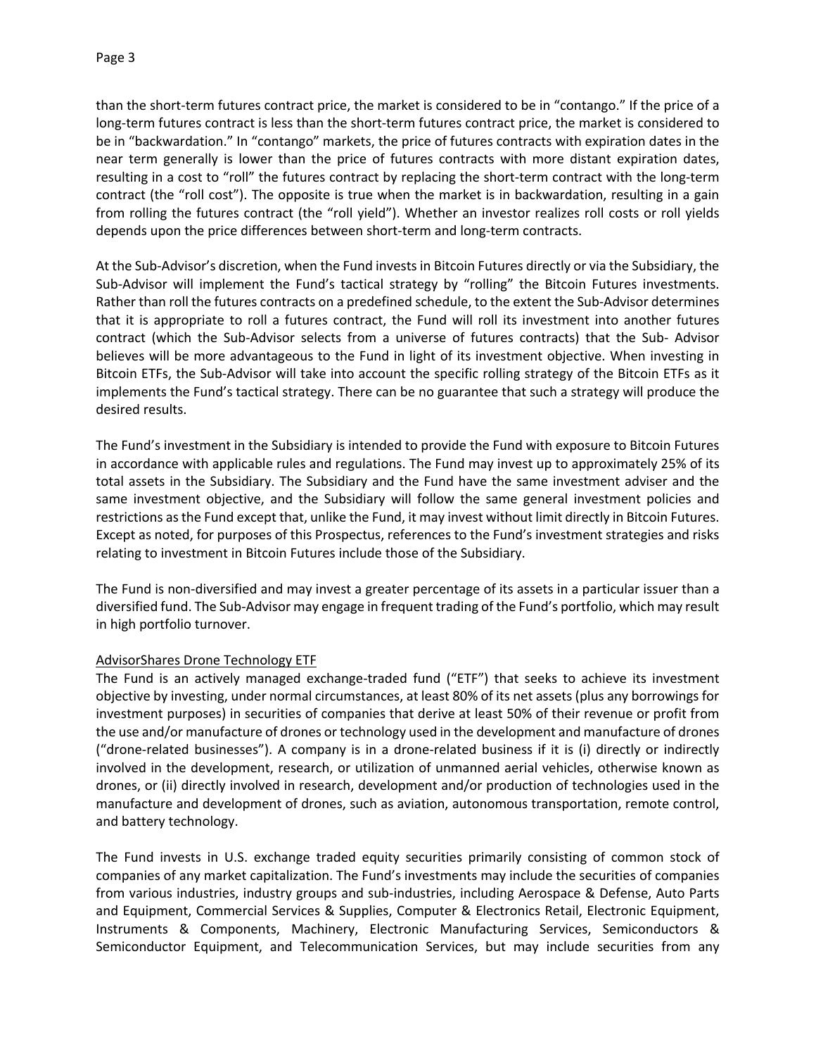than the short-term futures contract price, the market is considered to be in "contango." If the price of a long-term futures contract is less than the short-term futures contract price, the market is considered to be in "backwardation." In "contango" markets, the price of futures contracts with expiration dates in the near term generally is lower than the price of futures contracts with more distant expiration dates, resulting in a cost to "roll" the futures contract by replacing the short-term contract with the long-term contract (the "roll cost"). The opposite is true when the market is in backwardation, resulting in a gain from rolling the futures contract (the "roll yield"). Whether an investor realizes roll costs or roll yields depends upon the price differences between short-term and long-term contracts.

At the Sub-Advisor's discretion, when the Fund invests in Bitcoin Futures directly or via the Subsidiary, the Sub-Advisor will implement the Fund's tactical strategy by "rolling" the Bitcoin Futures investments. Rather than roll the futures contracts on a predefined schedule, to the extent the Sub-Advisor determines that it is appropriate to roll a futures contract, the Fund will roll its investment into another futures contract (which the Sub-Advisor selects from a universe of futures contracts) that the Sub- Advisor believes will be more advantageous to the Fund in light of its investment objective. When investing in Bitcoin ETFs, the Sub-Advisor will take into account the specific rolling strategy of the Bitcoin ETFs as it implements the Fund's tactical strategy. There can be no guarantee that such a strategy will produce the desired results.

The Fund's investment in the Subsidiary is intended to provide the Fund with exposure to Bitcoin Futures in accordance with applicable rules and regulations. The Fund may invest up to approximately 25% of its total assets in the Subsidiary. The Subsidiary and the Fund have the same investment adviser and the same investment objective, and the Subsidiary will follow the same general investment policies and restrictions as the Fund except that, unlike the Fund, it may invest without limit directly in Bitcoin Futures. Except as noted, for purposes of this Prospectus, references to the Fund's investment strategies and risks relating to investment in Bitcoin Futures include those of the Subsidiary.

The Fund is non-diversified and may invest a greater percentage of its assets in a particular issuer than a diversified fund. The Sub-Advisor may engage in frequent trading of the Fund's portfolio, which may result in high portfolio turnover.

AdvisorShares Drone Technology ETF

The Fund is an actively managed exchange-traded fund ("ETF") that seeks to achieve its investment objective by investing, under normal circumstances, at least 80% of its net assets (plus any borrowings for investment purposes) in securities of companies that derive at least 50% of their revenue or profit from the use and/or manufacture of drones or technology used in the development and manufacture of drones ("drone-related businesses"). A company is in a drone-related business if it is (i) directly or indirectly involved in the development, research, or utilization of unmanned aerial vehicles, otherwise known as drones, or (ii) directly involved in research, development and/or production of technologies used in the manufacture and development of drones, such as aviation, autonomous transportation, remote control, and battery technology.

The Fund invests in U.S. exchange traded equity securities primarily consisting of common stock of companies of any market capitalization. The Fund's investments may include the securities of companies from various industries, industry groups and sub-industries, including Aerospace & Defense, Auto Parts and Equipment, Commercial Services & Supplies, Computer & Electronics Retail, Electronic Equipment, Instruments & Components, Machinery, Electronic Manufacturing Services, Semiconductors & Semiconductor Equipment, and Telecommunication Services, but may include securities from any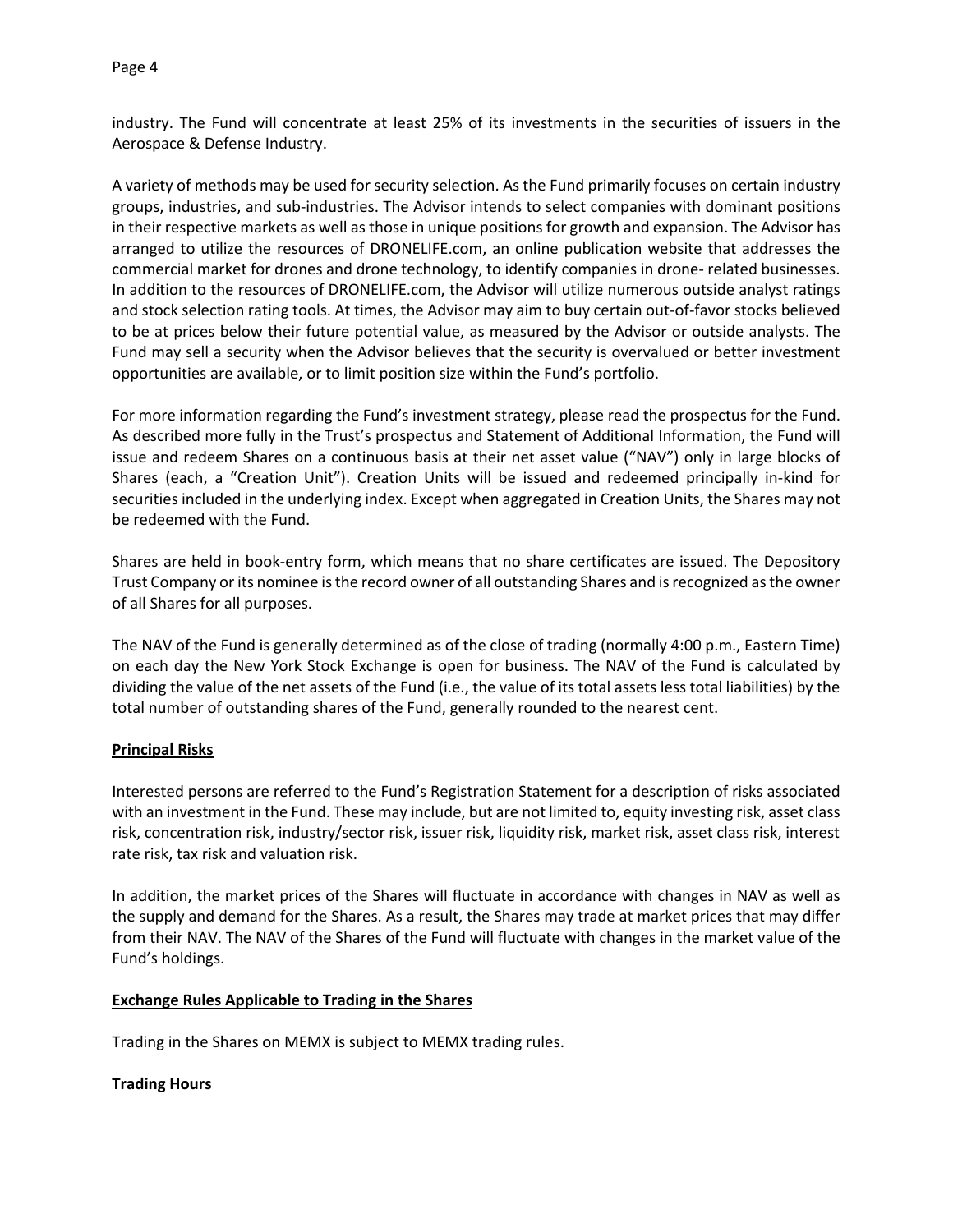industry. The Fund will concentrate at least 25% of its investments in the securities of issuers in the Aerospace & Defense Industry.

A variety of methods may be used for security selection. As the Fund primarily focuses on certain industry groups, industries, and sub-industries. The Advisor intends to select companies with dominant positions in their respective markets as well as those in unique positions for growth and expansion. The Advisor has arranged to utilize the resources of DRONELIFE.com, an online publication website that addresses the commercial market for drones and drone technology, to identify companies in drone- related businesses. In addition to the resources of DRONELIFE.com, the Advisor will utilize numerous outside analyst ratings and stock selection rating tools. At times, the Advisor may aim to buy certain out-of-favor stocks believed to be at prices below their future potential value, as measured by the Advisor or outside analysts. The Fund may sell a security when the Advisor believes that the security is overvalued or better investment opportunities are available, or to limit position size within the Fund's portfolio.

For more information regarding the Fund's investment strategy, please read the prospectus for the Fund. As described more fully in the Trust's prospectus and Statement of Additional Information, the Fund will issue and redeem Shares on a continuous basis at their net asset value ("NAV") only in large blocks of Shares (each, a "Creation Unit"). Creation Units will be issued and redeemed principally in-kind for securities included in the underlying index. Except when aggregated in Creation Units, the Shares may not be redeemed with the Fund.

Shares are held in book-entry form, which means that no share certificates are issued. The Depository Trust Company or its nominee is the record owner of all outstanding Shares and is recognized as the owner of all Shares for all purposes.

The NAV of the Fund is generally determined as of the close of trading (normally 4:00 p.m., Eastern Time) on each day the New York Stock Exchange is open for business. The NAV of the Fund is calculated by dividing the value of the net assets of the Fund (i.e., the value of its total assets less total liabilities) by the total number of outstanding shares of the Fund, generally rounded to the nearest cent.

## Principal Risks

Interested persons are referred to the Fund's Registration Statement for a description of risks associated with an investment in the Fund. These may include, but are not limited to, equity investing risk, asset class risk, concentration risk, industry/sector risk, issuer risk, liquidity risk, market risk, asset class risk, interest rate risk, tax risk and valuation risk.

In addition, the market prices of the Shares will fluctuate in accordance with changes in NAV as well as the supply and demand for the Shares. As a result, the Shares may trade at market prices that may differ from their NAV. The NAV of the Shares of the Fund will fluctuate with changes in the market value of the Fund's holdings.

## Exchange Rules Applicable to Trading in the Shares

Trading in the Shares on MEMX is subject to MEMX trading rules.

## Trading Hours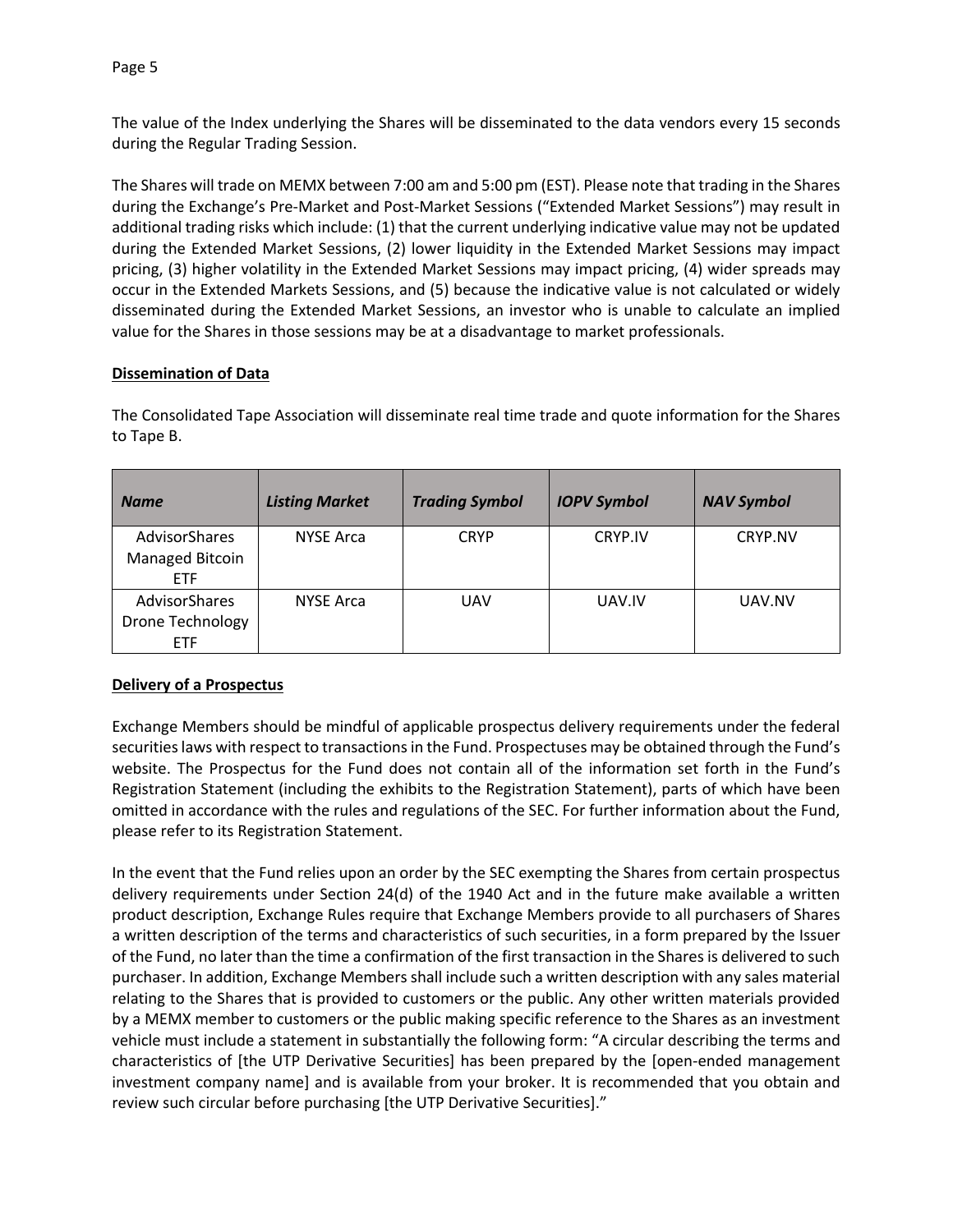The value of the Index underlying the Shares will be disseminated to the data vendors every 15 seconds during the Regular Trading Session.

The Shares will trade on MEMX between 7:00 am and 5:00 pm (EST). Please note that trading in the Shares during the Exchange's Pre-Market and Post-Market Sessions ("Extended Market Sessions") may result in additional trading risks which include: (1) that the current underlying indicative value may not be updated during the Extended Market Sessions, (2) lower liquidity in the Extended Market Sessions may impact pricing, (3) higher volatility in the Extended Market Sessions may impact pricing, (4) wider spreads may occur in the Extended Markets Sessions, and (5) because the indicative value is not calculated or widely disseminated during the Extended Market Sessions, an investor who is unable to calculate an implied value for the Shares in those sessions may be at a disadvantage to market professionals.

**Dissemination of Data**

The Consolidated Tape Association will disseminate real time trade and quote information for the Shares to Tape B.

| *Name* | *Listing Market* | *Trading Symbol* | *IOPV Symbol* | *NAV Symbol* |
|---|---|---|---|---|
| AdvisorShares Managed Bitcoin ETF | NYSE Arca | CRYP | CRYP.IV | CRYP.NV |
| AdvisorShares Drone Technology ETF | NYSE Arca | UAV | UAV.IV | UAV.NV |

**Delivery of a Prospectus**

Exchange Members should be mindful of applicable prospectus delivery requirements under the federal securities laws with respect to transactions in the Fund. Prospectuses may be obtained through the Fund's website. The Prospectus for the Fund does not contain all of the information set forth in the Fund's Registration Statement (including the exhibits to the Registration Statement), parts of which have been omitted in accordance with the rules and regulations of the SEC. For further information about the Fund, please refer to its Registration Statement.

In the event that the Fund relies upon an order by the SEC exempting the Shares from certain prospectus delivery requirements under Section 24(d) of the 1940 Act and in the future make available a written product description, Exchange Rules require that Exchange Members provide to all purchasers of Shares a written description of the terms and characteristics of such securities, in a form prepared by the Issuer of the Fund, no later than the time a confirmation of the first transaction in the Shares is delivered to such purchaser. In addition, Exchange Members shall include such a written description with any sales material relating to the Shares that is provided to customers or the public. Any other written materials provided by a MEMX member to customers or the public making specific reference to the Shares as an investment vehicle must include a statement in substantially the following form: "A circular describing the terms and characteristics of [the UTP Derivative Securities] has been prepared by the [open-ended management investment company name] and is available from your broker. It is recommended that you obtain and review such circular before purchasing [the UTP Derivative Securities]."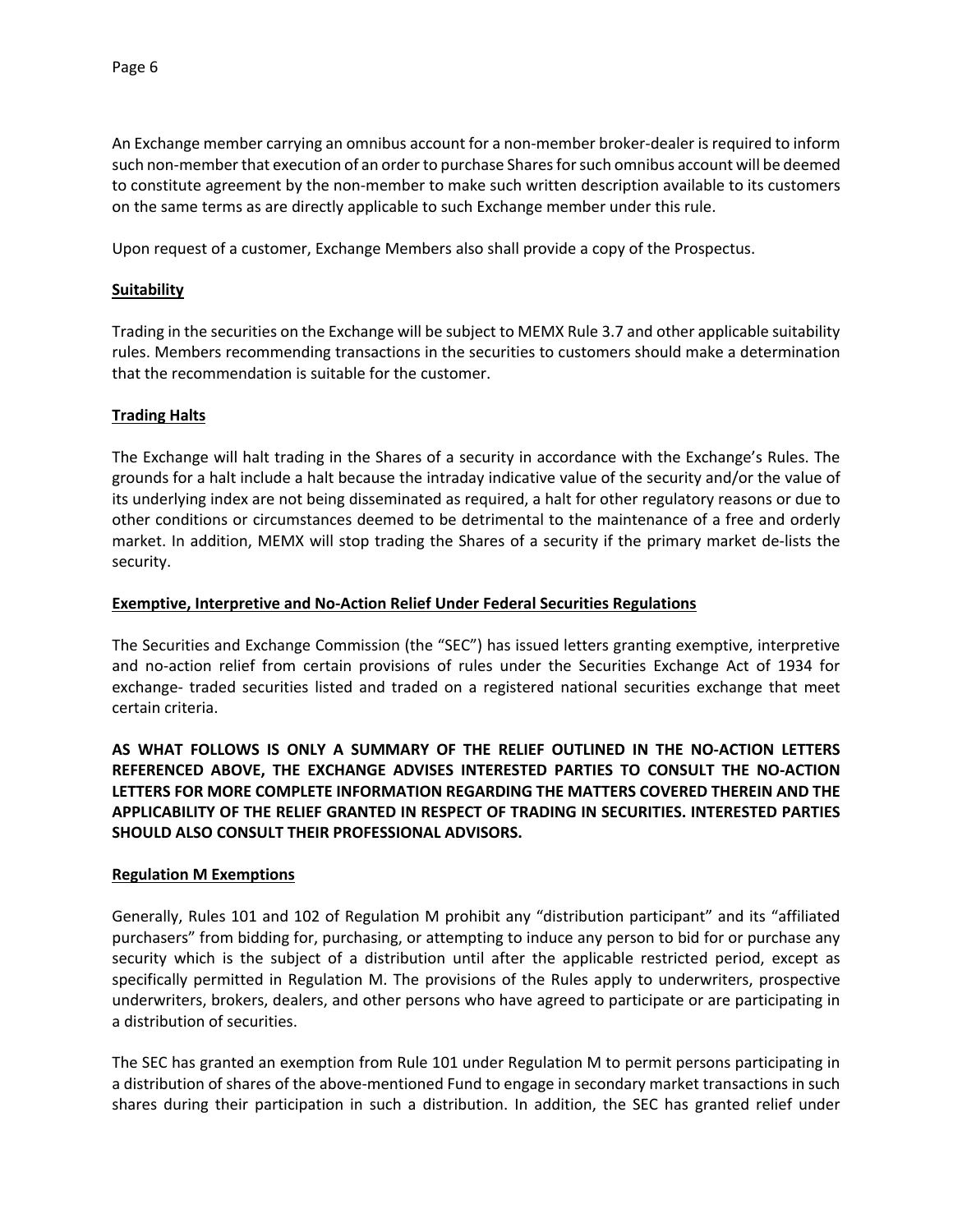An Exchange member carrying an omnibus account for a non-member broker-dealer is required to inform such non-member that execution of an order to purchase Shares for such omnibus account will be deemed to constitute agreement by the non-member to make such written description available to its customers on the same terms as are directly applicable to such Exchange member under this rule.

Upon request of a customer, Exchange Members also shall provide a copy of the Prospectus.

**Suitability**

Trading in the securities on the Exchange will be subject to MEMX Rule 3.7 and other applicable suitability rules. Members recommending transactions in the securities to customers should make a determination that the recommendation is suitable for the customer.

**Trading Halts**

The Exchange will halt trading in the Shares of a security in accordance with the Exchange's Rules. The grounds for a halt include a halt because the intraday indicative value of the security and/or the value of its underlying index are not being disseminated as required, a halt for other regulatory reasons or due to other conditions or circumstances deemed to be detrimental to the maintenance of a free and orderly market. In addition, MEMX will stop trading the Shares of a security if the primary market de-lists the security.

**Exemptive, Interpretive and No-Action Relief Under Federal Securities Regulations**

The Securities and Exchange Commission (the "SEC") has issued letters granting exemptive, interpretive and no-action relief from certain provisions of rules under the Securities Exchange Act of 1934 for exchange- traded securities listed and traded on a registered national securities exchange that meet certain criteria.

**AS WHAT FOLLOWS IS ONLY A SUMMARY OF THE RELIEF OUTLINED IN THE NO-ACTION LETTERS REFERENCED ABOVE, THE EXCHANGE ADVISES INTERESTED PARTIES TO CONSULT THE NO-ACTION LETTERS FOR MORE COMPLETE INFORMATION REGARDING THE MATTERS COVERED THEREIN AND THE APPLICABILITY OF THE RELIEF GRANTED IN RESPECT OF TRADING IN SECURITIES. INTERESTED PARTIES SHOULD ALSO CONSULT THEIR PROFESSIONAL ADVISORS.**

**Regulation M Exemptions**

Generally, Rules 101 and 102 of Regulation M prohibit any "distribution participant" and its "affiliated purchasers" from bidding for, purchasing, or attempting to induce any person to bid for or purchase any security which is the subject of a distribution until after the applicable restricted period, except as specifically permitted in Regulation M. The provisions of the Rules apply to underwriters, prospective underwriters, brokers, dealers, and other persons who have agreed to participate or are participating in a distribution of securities.

The SEC has granted an exemption from Rule 101 under Regulation M to permit persons participating in a distribution of shares of the above-mentioned Fund to engage in secondary market transactions in such shares during their participation in such a distribution. In addition, the SEC has granted relief under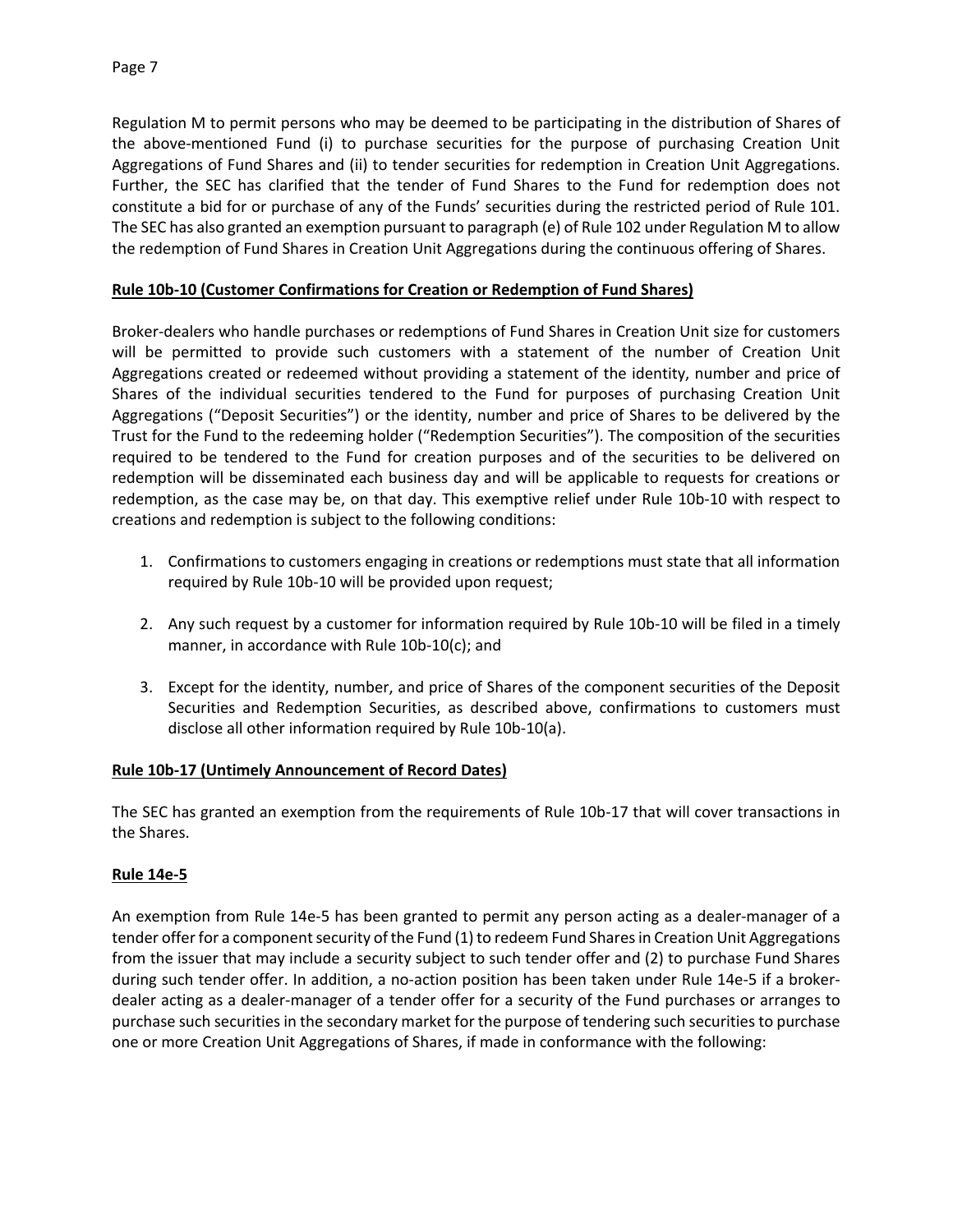Regulation M to permit persons who may be deemed to be participating in the distribution of Shares of the above-mentioned Fund (i) to purchase securities for the purpose of purchasing Creation Unit Aggregations of Fund Shares and (ii) to tender securities for redemption in Creation Unit Aggregations. Further, the SEC has clarified that the tender of Fund Shares to the Fund for redemption does not constitute a bid for or purchase of any of the Funds' securities during the restricted period of Rule 101. The SEC has also granted an exemption pursuant to paragraph (e) of Rule 102 under Regulation M to allow the redemption of Fund Shares in Creation Unit Aggregations during the continuous offering of Shares.

**Rule 10b-10 (Customer Confirmations for Creation or Redemption of Fund Shares)**

Broker-dealers who handle purchases or redemptions of Fund Shares in Creation Unit size for customers will be permitted to provide such customers with a statement of the number of Creation Unit Aggregations created or redeemed without providing a statement of the identity, number and price of Shares of the individual securities tendered to the Fund for purposes of purchasing Creation Unit Aggregations ("Deposit Securities") or the identity, number and price of Shares to be delivered by the Trust for the Fund to the redeeming holder ("Redemption Securities"). The composition of the securities required to be tendered to the Fund for creation purposes and of the securities to be delivered on redemption will be disseminated each business day and will be applicable to requests for creations or redemption, as the case may be, on that day. This exemptive relief under Rule 10b-10 with respect to creations and redemption is subject to the following conditions:

1. Confirmations to customers engaging in creations or redemptions must state that all information required by Rule 10b-10 will be provided upon request;

2. Any such request by a customer for information required by Rule 10b-10 will be filed in a timely manner, in accordance with Rule 10b-10(c); and

3. Except for the identity, number, and price of Shares of the component securities of the Deposit Securities and Redemption Securities, as described above, confirmations to customers must disclose all other information required by Rule 10b-10(a).

**Rule 10b-17 (Untimely Announcement of Record Dates)**

The SEC has granted an exemption from the requirements of Rule 10b-17 that will cover transactions in the Shares.

**Rule 14e-5**

An exemption from Rule 14e-5 has been granted to permit any person acting as a dealer-manager of a tender offer for a component security of the Fund (1) to redeem Fund Shares in Creation Unit Aggregations from the issuer that may include a security subject to such tender offer and (2) to purchase Fund Shares during such tender offer. In addition, a no-action position has been taken under Rule 14e-5 if a broker-dealer acting as a dealer-manager of a tender offer for a security of the Fund purchases or arranges to purchase such securities in the secondary market for the purpose of tendering such securities to purchase one or more Creation Unit Aggregations of Shares, if made in conformance with the following: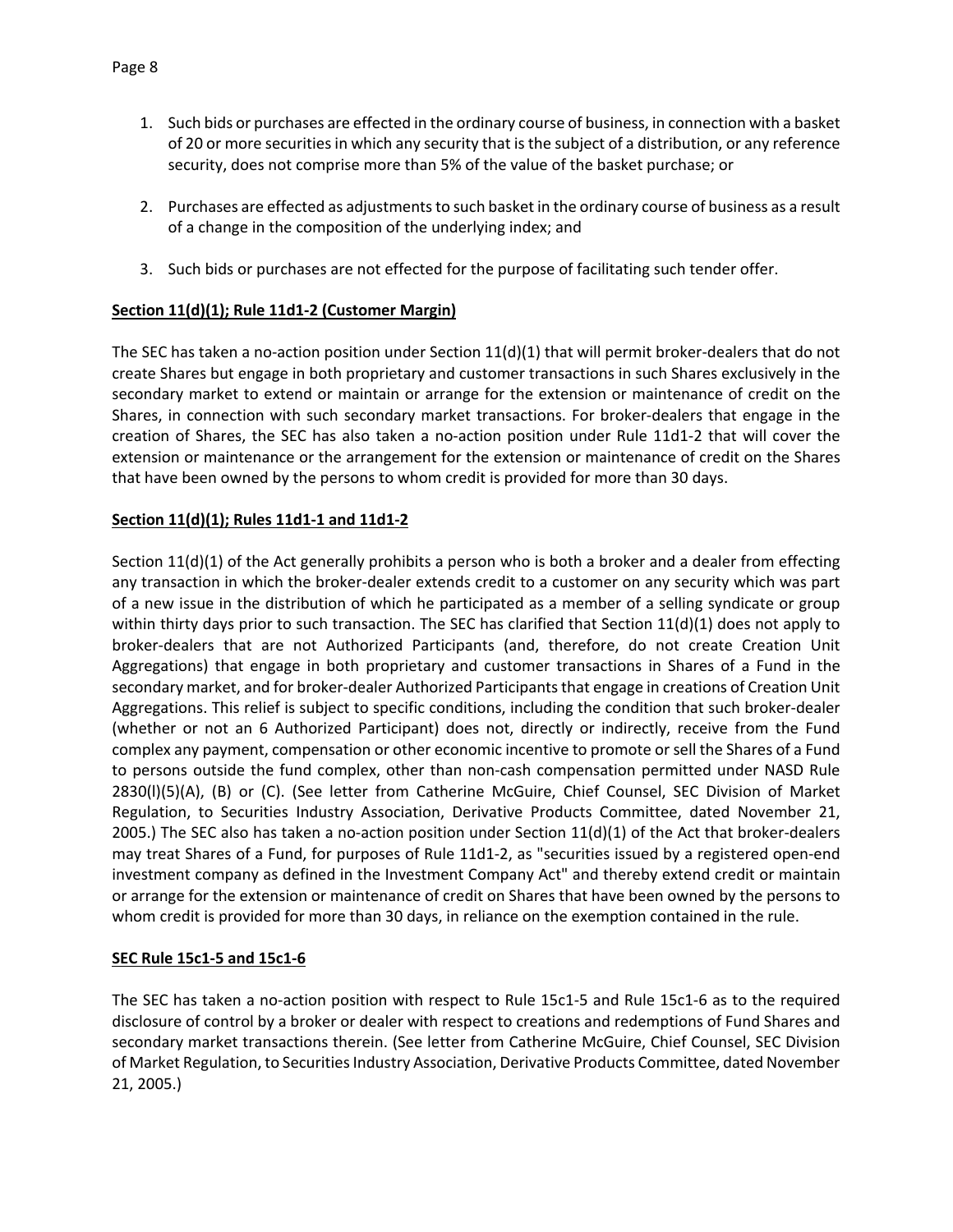1. Such bids or purchases are effected in the ordinary course of business, in connection with a basket of 20 or more securities in which any security that is the subject of a distribution, or any reference security, does not comprise more than 5% of the value of the basket purchase; or

2. Purchases are effected as adjustments to such basket in the ordinary course of business as a result of a change in the composition of the underlying index; and

3. Such bids or purchases are not effected for the purpose of facilitating such tender offer.

**Section 11(d)(1); Rule 11d1-2 (Customer Margin)**

The SEC has taken a no-action position under Section 11(d)(1) that will permit broker-dealers that do not create Shares but engage in both proprietary and customer transactions in such Shares exclusively in the secondary market to extend or maintain or arrange for the extension or maintenance of credit on the Shares, in connection with such secondary market transactions. For broker-dealers that engage in the creation of Shares, the SEC has also taken a no-action position under Rule 11d1-2 that will cover the extension or maintenance or the arrangement for the extension or maintenance of credit on the Shares that have been owned by the persons to whom credit is provided for more than 30 days.

**Section 11(d)(1); Rules 11d1-1 and 11d1-2**

Section 11(d)(1) of the Act generally prohibits a person who is both a broker and a dealer from effecting any transaction in which the broker-dealer extends credit to a customer on any security which was part of a new issue in the distribution of which he participated as a member of a selling syndicate or group within thirty days prior to such transaction. The SEC has clarified that Section 11(d)(1) does not apply to broker-dealers that are not Authorized Participants (and, therefore, do not create Creation Unit Aggregations) that engage in both proprietary and customer transactions in Shares of a Fund in the secondary market, and for broker-dealer Authorized Participants that engage in creations of Creation Unit Aggregations. This relief is subject to specific conditions, including the condition that such broker-dealer (whether or not an 6 Authorized Participant) does not, directly or indirectly, receive from the Fund complex any payment, compensation or other economic incentive to promote or sell the Shares of a Fund to persons outside the fund complex, other than non-cash compensation permitted under NASD Rule 2830(l)(5)(A), (B) or (C). (See letter from Catherine McGuire, Chief Counsel, SEC Division of Market Regulation, to Securities Industry Association, Derivative Products Committee, dated November 21, 2005.) The SEC also has taken a no-action position under Section 11(d)(1) of the Act that broker-dealers may treat Shares of a Fund, for purposes of Rule 11d1-2, as "securities issued by a registered open-end investment company as defined in the Investment Company Act" and thereby extend credit or maintain or arrange for the extension or maintenance of credit on Shares that have been owned by the persons to whom credit is provided for more than 30 days, in reliance on the exemption contained in the rule.

**SEC Rule 15c1-5 and 15c1-6**

The SEC has taken a no-action position with respect to Rule 15c1-5 and Rule 15c1-6 as to the required disclosure of control by a broker or dealer with respect to creations and redemptions of Fund Shares and secondary market transactions therein. (See letter from Catherine McGuire, Chief Counsel, SEC Division of Market Regulation, to Securities Industry Association, Derivative Products Committee, dated November 21, 2005.)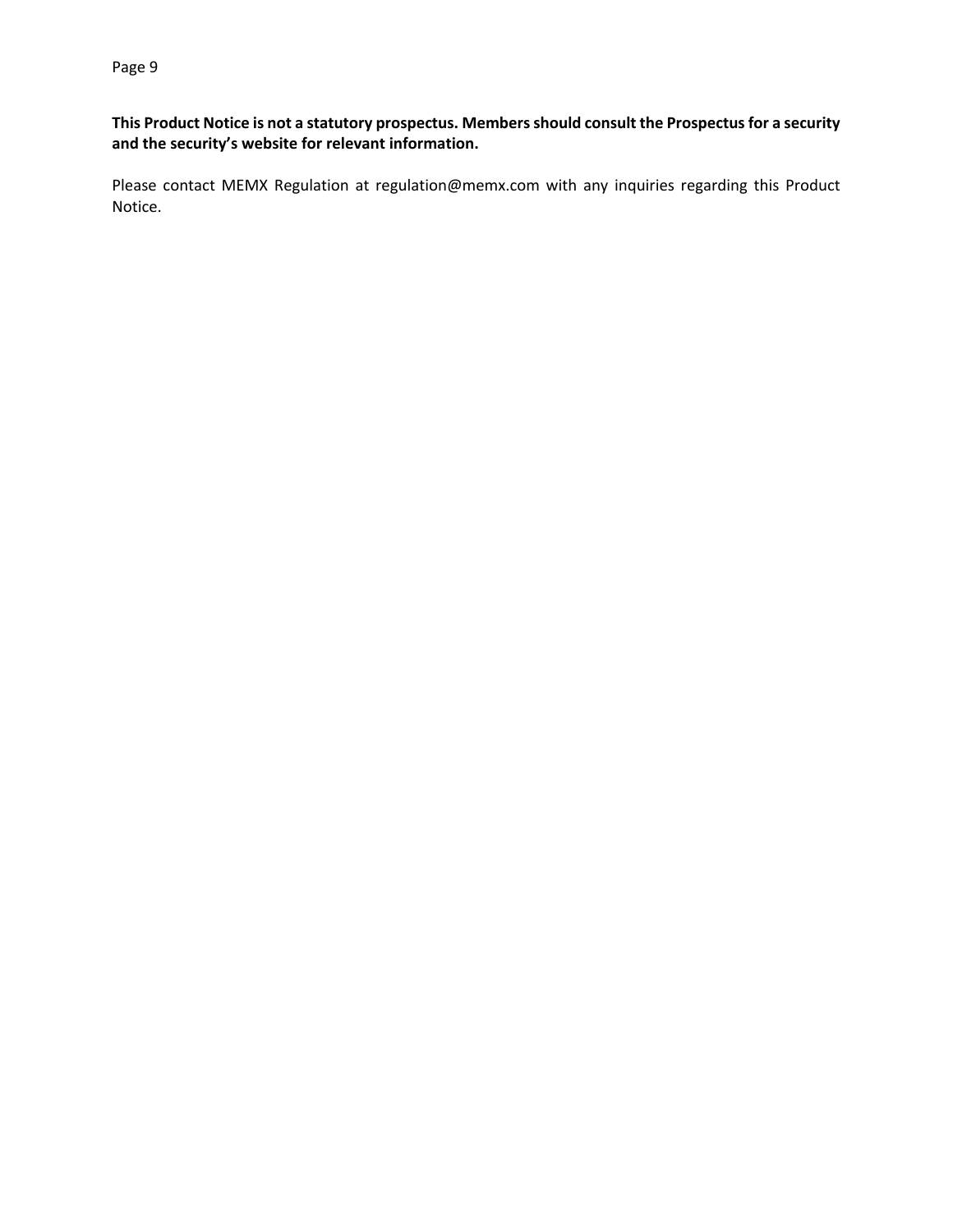**This Product Notice is not a statutory prospectus. Members should consult the Prospectus for a security and the security's website for relevant information.**

Please contact MEMX Regulation at regulation@memx.com with any inquiries regarding this Product Notice.